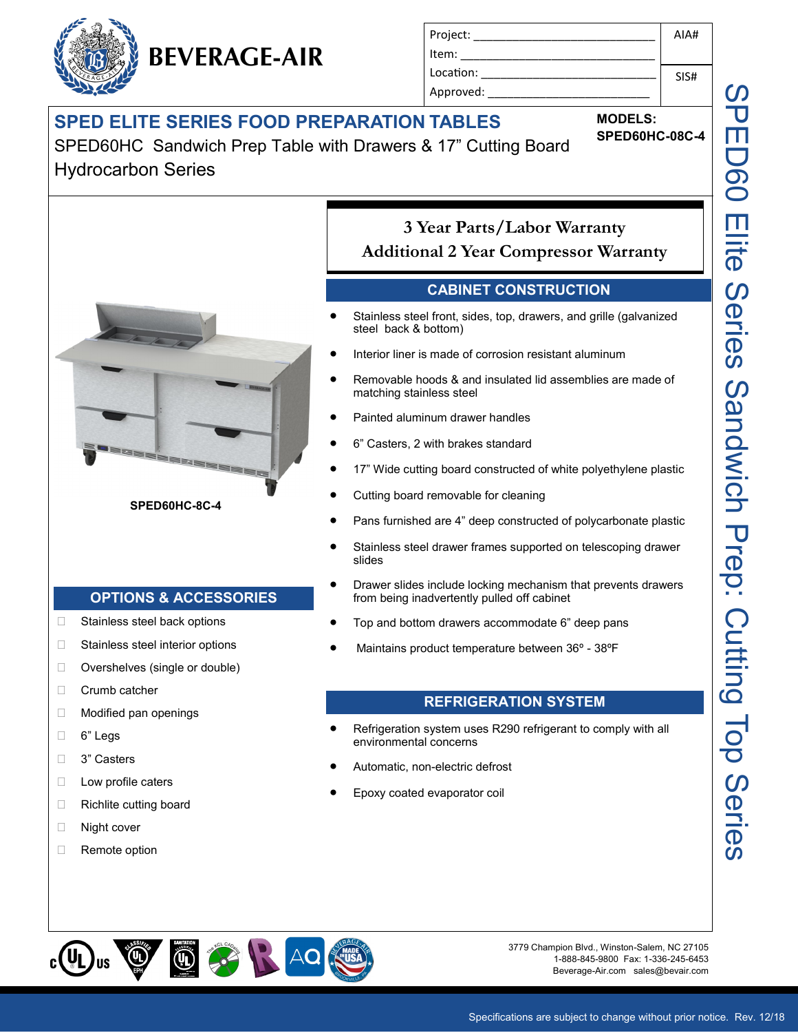BEVERAGE-AIR

Project: ______________________________ | AIA#
Item: ______________________________
Location: ______________________________ | SIS#
Approved: ______________________________

# SPED ELITE SERIES FOOD PREPARATION TABLES

SPED60HC Sandwich Prep Table with Drawers & 17" Cutting Board
Hydrocarbon Series

**MODELS:**
**SPED60HC-08C-4**

SPED60HC-8C-4

## 3 Year Parts/Labor Warranty
## Additional 2 Year Compressor Warranty

## CABINET CONSTRUCTION

- Stainless steel front, sides, top, drawers, and grille (galvanized steel back & bottom)
- Interior liner is made of corrosion resistant aluminum
- Removable hoods & and insulated lid assemblies are made of matching stainless steel
- Painted aluminum drawer handles
- 6" Casters, 2 with brakes standard
- 17" Wide cutting board constructed of white polyethylene plastic
- Cutting board removable for cleaning
- Pans furnished are 4" deep constructed of polycarbonate plastic
- Stainless steel drawer frames supported on telescoping drawer slides
- Drawer slides include locking mechanism that prevents drawers from being inadvertently pulled off cabinet
- Top and bottom drawers accommodate 6" deep pans
- Maintains product temperature between 36º - 38ºF

## REFRIGERATION SYSTEM

- Refrigeration system uses R290 refrigerant to comply with all environmental concerns
- Automatic, non-electric defrost
- Epoxy coated evaporator coil

## OPTIONS & ACCESSORIES

- ☐ Stainless steel back options
- ☐ Stainless steel interior options
- ☐ Overshelves (single or double)
- ☐ Crumb catcher
- ☐ Modified pan openings
- ☐ 6" Legs
- ☐ 3" Casters
- ☐ Low profile caters
- ☐ Richlite cutting board
- ☐ Night cover
- ☐ Remote option

SPED60 Elite Series Sandwich Prep: Cutting Top Series

3779 Champion Blvd., Winston-Salem, NC 27105
1-888-845-9800 Fax: 1-336-245-6453
Beverage-Air.com sales@bevair.com

Specifications are subject to change without prior notice. Rev. 12/18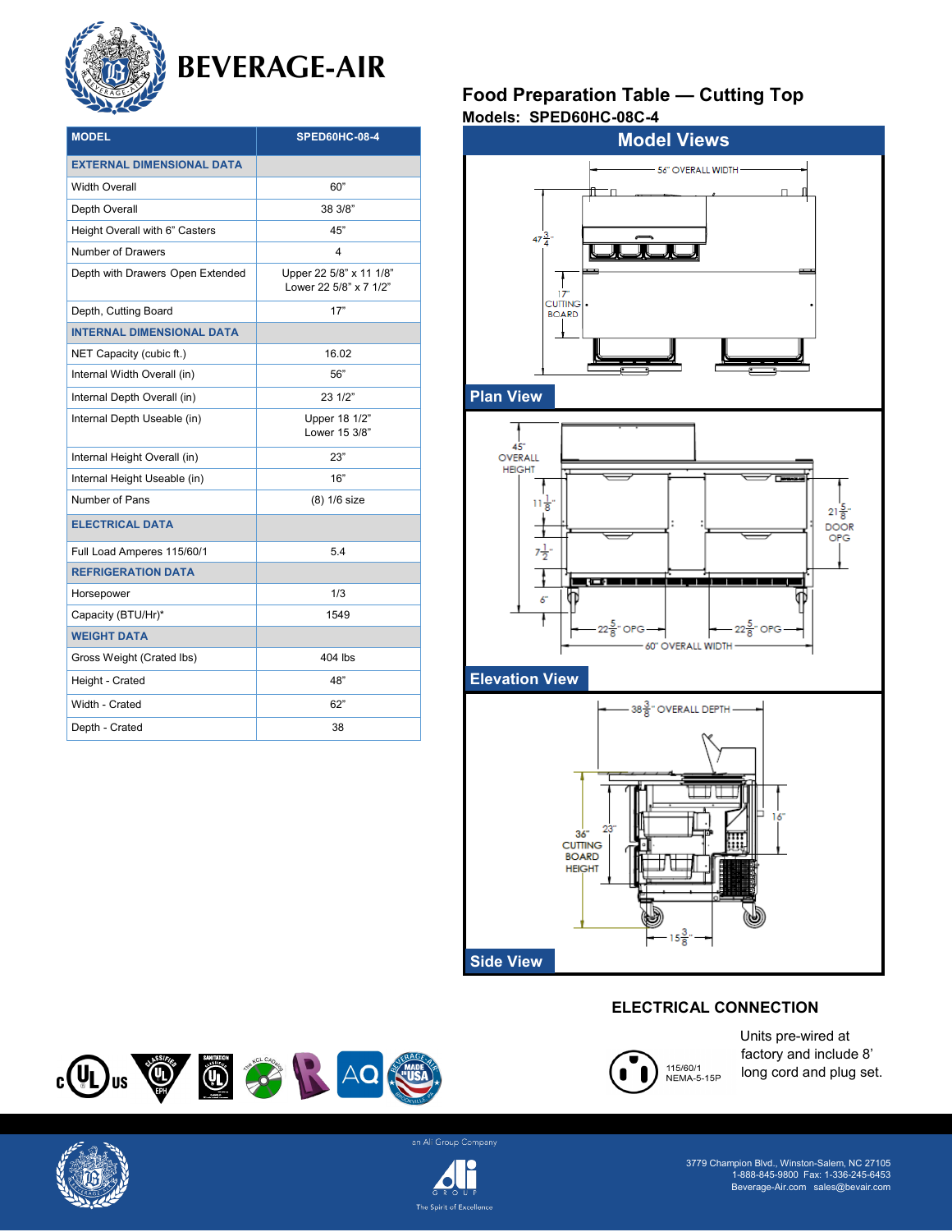# BEVERAGE-AIR

## Food Preparation Table — Cutting Top

**Models: SPED60HC-08C-4**

| MODEL | SPED60HC-08-4 |
|---|---|
| **EXTERNAL DIMENSIONAL DATA** | |
| Width Overall | 60" |
| Depth Overall | 38 3/8" |
| Height Overall with 6" Casters | 45" |
| Number of Drawers | 4 |
| Depth with Drawers Open Extended | Upper 22 5/8" x 11 1/8" Lower 22 5/8" x 7 1/2" |
| Depth, Cutting Board | 17" |
| **INTERNAL DIMENSIONAL DATA** | |
| NET Capacity (cubic ft.) | 16.02 |
| Internal Width Overall (in) | 56" |
| Internal Depth Overall (in) | 23 1/2" |
| Internal Depth Useable (in) | Upper 18 1/2" Lower 15 3/8" |
| Internal Height Overall (in) | 23" |
| Internal Height Useable (in) | 16" |
| Number of Pans | (8) 1/6 size |
| **ELECTRICAL DATA** | |
| Full Load Amperes 115/60/1 | 5.4 |
| **REFRIGERATION DATA** | |
| Horsepower | 1/3 |
| Capacity (BTU/Hr)* | 1549 |
| **WEIGHT DATA** | |
| Gross Weight (Crated lbs) | 404 lbs |
| Height - Crated | 48" |
| Width - Crated | 62" |
| Depth - Crated | 38 |

## Model Views

56" OVERALL WIDTH
$47\frac{3}{4}$"
17" CUTTING BOARD

**Plan View**

45" OVERALL HEIGHT
$11\frac{1}{8}$"
$7\frac{1}{2}$"
6"
$21\frac{5}{8}$" DOOR OPG
$22\frac{5}{8}$" OPG
$22\frac{5}{8}$" OPG
60" OVERALL WIDTH

**Elevation View**

$38\frac{3}{8}$" OVERALL DEPTH
36" CUTTING BOARD HEIGHT
23"
16"
$15\frac{3}{8}$"

**Side View**

## ELECTRICAL CONNECTION

115/60/1
NEMA-5-15P

Units pre-wired at factory and include 8' long cord and plug set.

an Ali Group Company

The Spirit of Excellence

3779 Champion Blvd., Winston-Salem, NC 27105
1-888-845-9800 Fax: 1-336-245-6453
Beverage-Air.com sales@bevair.com